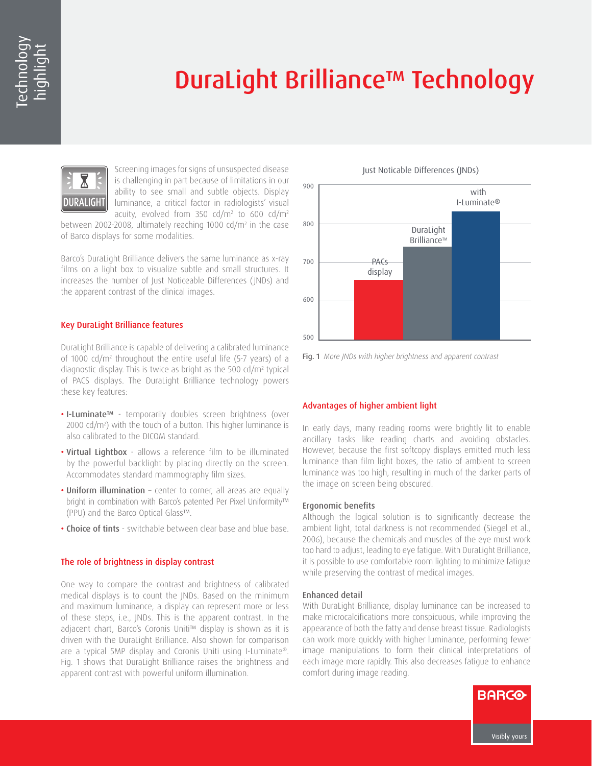# DuraLight Brilliance™ Technology

Screening images for signs of unsuspected disease is challenging in part because of limitations in our ability to see small and subtle objects. Display luminance, a critical factor in radiologists' visual acuity, evolved from 350 cd/m² to 600 cd/m² between 2002-2008, ultimately reaching 1000 cd/m² in the case of Barco displays for some modalities.

Barco's DuraLight Brilliance delivers the same luminance as x-ray films on a light box to visualize subtle and small structures. It increases the number of Just Noticeable Differences (JNDs) and the apparent contrast of the clinical images.

## Key DuraLight Brilliance features

DuraLight Brilliance is capable of delivering a calibrated luminance of 1000 cd/m² throughout the entire useful life (5-7 years) of a diagnostic display. This is twice as bright as the 500 cd/m² typical of PACS displays. The DuraLight Brilliance technology powers these key features:

- **I-Luminate™** - temporarily doubles screen brightness (over 2000 cd/m²) with the touch of a button. This higher luminance is also calibrated to the DICOM standard.
- **Virtual Lightbox** - allows a reference film to be illuminated by the powerful backlight by placing directly on the screen. Accommodates standard mammography film sizes.
- **Uniform illumination** – center to corner, all areas are equally bright in combination with Barco's patented Per Pixel Uniformity™ (PPU) and the Barco Optical Glass™.
- **Choice of tints** - switchable between clear base and blue base.

## The role of brightness in display contrast

One way to compare the contrast and brightness of calibrated medical displays is to count the JNDs. Based on the minimum and maximum luminance, a display can represent more or less of these steps, i.e., JNDs. This is the apparent contrast. In the adjacent chart, Barco's Coronis Uniti™ display is shown as it is driven with the DuraLight Brilliance. Also shown for comparison are a typical 5MP display and Coronis Uniti using I-Luminate®. Fig. 1 shows that DuraLight Brilliance raises the brightness and apparent contrast with powerful uniform illumination.

Just Noticable Differences (JNDs)

| Display | JNDs (approx.) |
|---|---|
| PACs display | 650 |
| DuraLight Brilliance™ | 740 |
| with I-Luminate® | 835 |

**Fig. 1** *More JNDs with higher brightness and apparent contrast*

## Advantages of higher ambient light

In early days, many reading rooms were brightly lit to enable ancillary tasks like reading charts and avoiding obstacles. However, because the first softcopy displays emitted much less luminance than film light boxes, the ratio of ambient to screen luminance was too high, resulting in much of the darker parts of the image on screen being obscured.

### Ergonomic benefits

Although the logical solution is to significantly decrease the ambient light, total darkness is not recommended (Siegel et al., 2006), because the chemicals and muscles of the eye must work too hard to adjust, leading to eye fatigue. With DuraLight Brilliance, it is possible to use comfortable room lighting to minimize fatigue while preserving the contrast of medical images.

### Enhanced detail

With DuraLight Brilliance, display luminance can be increased to make microcalcifications more conspicuous, while improving the appearance of both the fatty and dense breast tissue. Radiologists can work more quickly with higher luminance, performing fewer image manipulations to form their clinical interpretations of each image more rapidly. This also decreases fatigue to enhance comfort during image reading.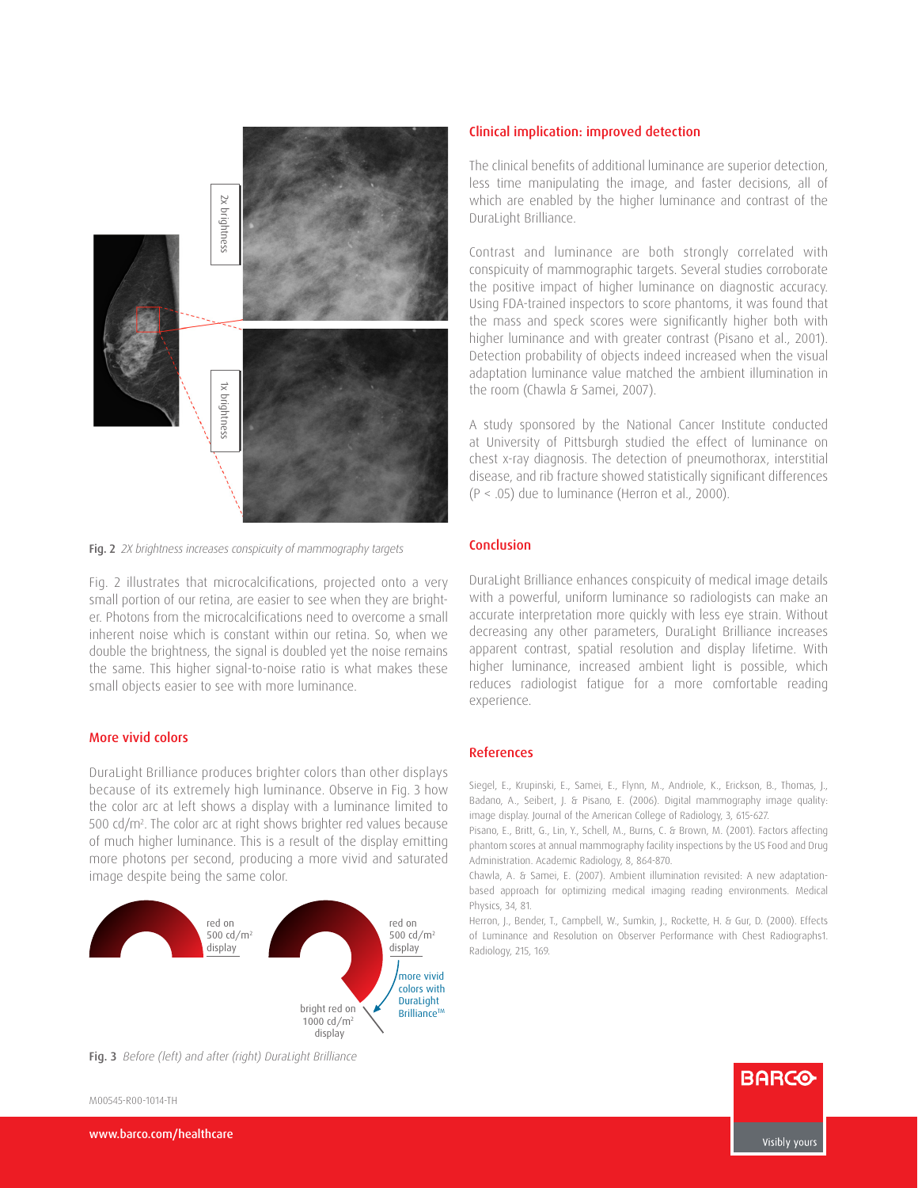2x brightness

1x brightness

**Fig. 2** *2X brightness increases conspicuity of mammography targets*

Fig. 2 illustrates that microcalcifications, projected onto a very small portion of our retina, are easier to see when they are brighter. Photons from the microcalcifications need to overcome a small inherent noise which is constant within our retina. So, when we double the brightness, the signal is doubled yet the noise remains the same. This higher signal-to-noise ratio is what makes these small objects easier to see with more luminance.

## More vivid colors

DuraLight Brilliance produces brighter colors than other displays because of its extremely high luminance. Observe in Fig. 3 how the color arc at left shows a display with a luminance limited to 500 cd/m². The color arc at right shows brighter red values because of much higher luminance. This is a result of the display emitting more photons per second, producing a more vivid and saturated image despite being the same color.

red on 500 cd/m² display

red on 500 cd/m² display

more vivid colors with DuraLight Brilliance™

bright red on 1000 cd/m² display

**Fig. 3** *Before (left) and after (right) DuraLight Brilliance*

## Clinical implication: improved detection

The clinical benefits of additional luminance are superior detection, less time manipulating the image, and faster decisions, all of which are enabled by the higher luminance and contrast of the DuraLight Brilliance.

Contrast and luminance are both strongly correlated with conspicuity of mammographic targets. Several studies corroborate the positive impact of higher luminance on diagnostic accuracy. Using FDA-trained inspectors to score phantoms, it was found that the mass and speck scores were significantly higher both with higher luminance and with greater contrast (Pisano et al., 2001). Detection probability of objects indeed increased when the visual adaptation luminance value matched the ambient illumination in the room (Chawla & Samei, 2007).

A study sponsored by the National Cancer Institute conducted at University of Pittsburgh studied the effect of luminance on chest x-ray diagnosis. The detection of pneumothorax, interstitial disease, and rib fracture showed statistically significant differences ($P < .05$) due to luminance (Herron et al., 2000).

## Conclusion

DuraLight Brilliance enhances conspicuity of medical image details with a powerful, uniform luminance so radiologists can make an accurate interpretation more quickly with less eye strain. Without decreasing any other parameters, DuraLight Brilliance increases apparent contrast, spatial resolution and display lifetime. With higher luminance, increased ambient light is possible, which reduces radiologist fatigue for a more comfortable reading experience.

## References

Siegel, E., Krupinski, E., Samei, E., Flynn, M., Andriole, K., Erickson, B., Thomas, J., Badano, A., Seibert, J. & Pisano, E. (2006). Digital mammography image quality: image display. Journal of the American College of Radiology, 3, 615-627.

Pisano, E., Britt, G., Lin, Y., Schell, M., Burns, C. & Brown, M. (2001). Factors affecting phantom scores at annual mammography facility inspections by the US Food and Drug Administration. Academic Radiology, 8, 864-870.

Chawla, A. & Samei, E. (2007). Ambient illumination revisited: A new adaptation-based approach for optimizing medical imaging reading environments. Medical Physics, 34, 81.

Herron, J., Bender, T., Campbell, W., Sumkin, J., Rockette, H. & Gur, D. (2000). Effects of Luminance and Resolution on Observer Performance with Chest Radiographs1. Radiology, 215, 169.

BARCO

Visibly yours

M00545-R00-1014-TH

www.barco.com/healthcare